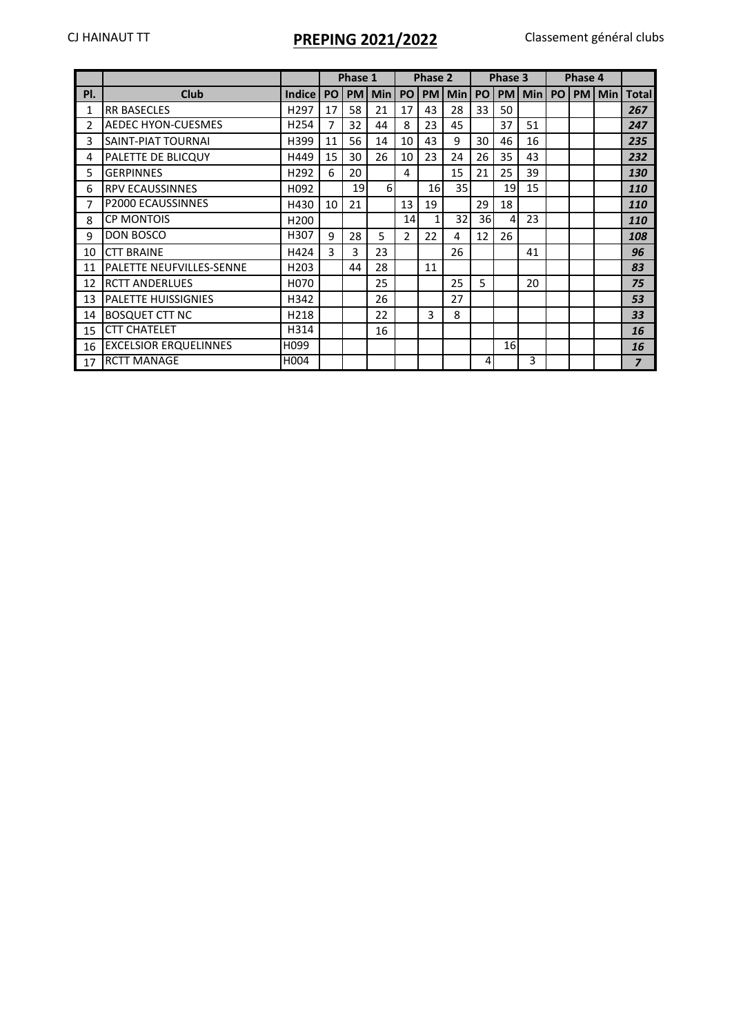CJ HAINAUT TT

# PREPING 2021/2022

Classement général clubs

| | | | Phase 1 | | | Phase 2 | | | Phase 3 | | | Phase 4 | | | |
|---|---|---|---|---|---|---|---|---|---|---|---|---|---|---|---|
| Pl. | Club | Indice | PO | PM | Min | PO | PM | Min | PO | PM | Min | PO | PM | Min | Total |
| 1 | RR BASECLES | H297 | 17 | 58 | 21 | 17 | 43 | 28 | 33 | 50 | | | | | ***267*** |
| 2 | AEDEC HYON-CUESMES | H254 | 7 | 32 | 44 | 8 | 23 | 45 | | 37 | 51 | | | | ***247*** |
| 3 | SAINT-PIAT TOURNAI | H399 | 11 | 56 | 14 | 10 | 43 | 9 | 30 | 46 | 16 | | | | ***235*** |
| 4 | PALETTE DE BLICQUY | H449 | 15 | 30 | 26 | 10 | 23 | 24 | 26 | 35 | 43 | | | | ***232*** |
| 5 | GERPINNES | H292 | 6 | 20 | | 4 | | 15 | 21 | 25 | 39 | | | | ***130*** |
| 6 | RPV ECAUSSINNES | H092 | | 19 | 6 | | 16 | 35 | | 19 | 15 | | | | ***110*** |
| 7 | P2000 ECAUSSINNES | H430 | 10 | 21 | | 13 | 19 | | 29 | 18 | | | | | ***110*** |
| 8 | CP MONTOIS | H200 | | | | 14 | 1 | 32 | 36 | 4 | 23 | | | | ***110*** |
| 9 | DON BOSCO | H307 | 9 | 28 | 5 | 2 | 22 | 4 | 12 | 26 | | | | | ***108*** |
| 10 | CTT BRAINE | H424 | 3 | 3 | 23 | | | 26 | | | 41 | | | | ***96*** |
| 11 | PALETTE NEUFVILLES-SENNE | H203 | | 44 | 28 | | 11 | | | | | | | | ***83*** |
| 12 | RCTT ANDERLUES | H070 | | | 25 | | | 25 | 5 | | 20 | | | | ***75*** |
| 13 | PALETTE HUISSIGNIES | H342 | | | 26 | | | 27 | | | | | | | ***53*** |
| 14 | BOSQUET CTT NC | H218 | | | 22 | | 3 | 8 | | | | | | | ***33*** |
| 15 | CTT CHATELET | H314 | | | 16 | | | | | | | | | | ***16*** |
| 16 | EXCELSIOR ERQUELINNES | H099 | | | | | | | | 16 | | | | | ***16*** |
| 17 | RCTT MANAGE | H004 | | | | | | | 4 | | 3 | | | | ***7*** |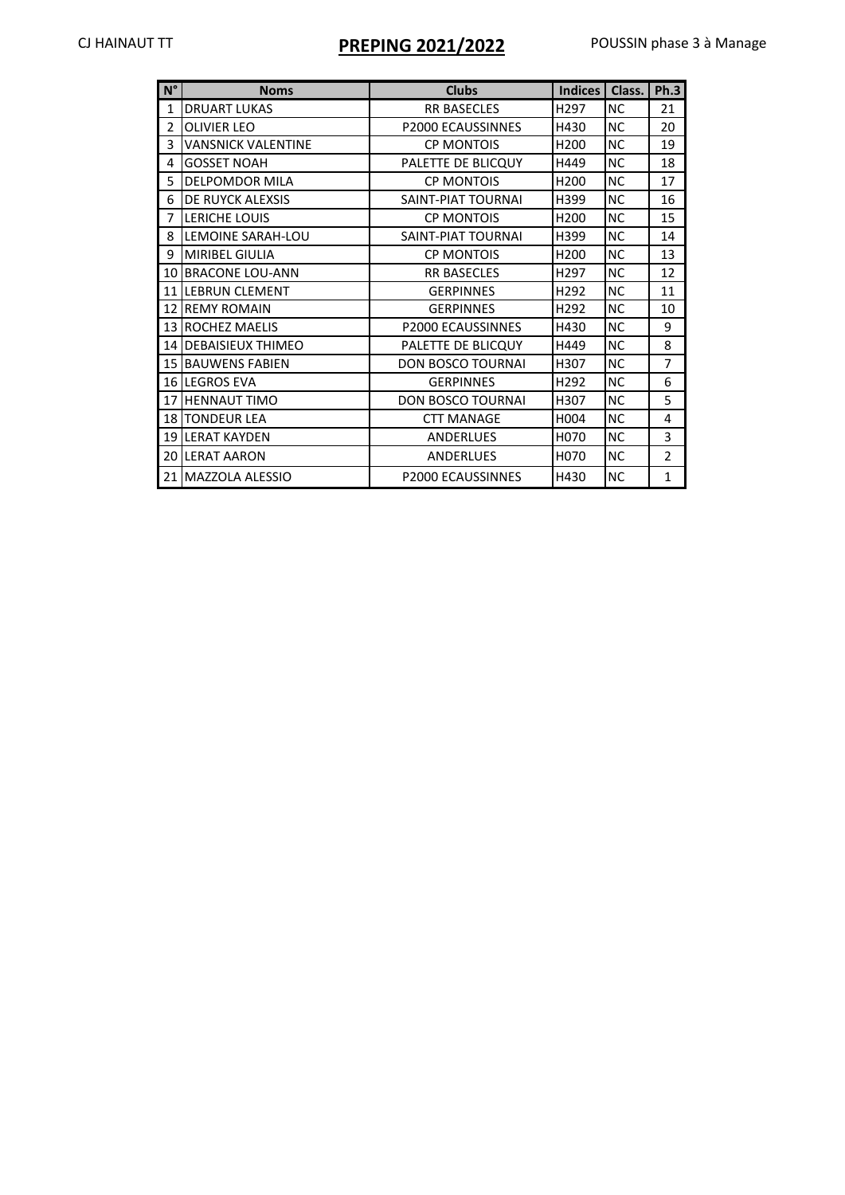CJ HAINAUT TT

# PREPING 2021/2022

POUSSIN phase 3 à Manage

| N° | Noms | Clubs | Indices | Class. | Ph.3 |
|---|---|---|---|---|---|
| 1 | DRUART LUKAS | RR BASECLES | H297 | NC | 21 |
| 2 | OLIVIER LEO | P2000 ECAUSSINNES | H430 | NC | 20 |
| 3 | VANSNICK VALENTINE | CP MONTOIS | H200 | NC | 19 |
| 4 | GOSSET NOAH | PALETTE DE BLICQUY | H449 | NC | 18 |
| 5 | DELPOMDOR MILA | CP MONTOIS | H200 | NC | 17 |
| 6 | DE RUYCK ALEXSIS | SAINT-PIAT TOURNAI | H399 | NC | 16 |
| 7 | LERICHE LOUIS | CP MONTOIS | H200 | NC | 15 |
| 8 | LEMOINE SARAH-LOU | SAINT-PIAT TOURNAI | H399 | NC | 14 |
| 9 | MIRIBEL GIULIA | CP MONTOIS | H200 | NC | 13 |
| 10 | BRACONE LOU-ANN | RR BASECLES | H297 | NC | 12 |
| 11 | LEBRUN CLEMENT | GERPINNES | H292 | NC | 11 |
| 12 | REMY ROMAIN | GERPINNES | H292 | NC | 10 |
| 13 | ROCHEZ MAELIS | P2000 ECAUSSINNES | H430 | NC | 9 |
| 14 | DEBAISIEUX THIMEO | PALETTE DE BLICQUY | H449 | NC | 8 |
| 15 | BAUWENS FABIEN | DON BOSCO TOURNAI | H307 | NC | 7 |
| 16 | LEGROS EVA | GERPINNES | H292 | NC | 6 |
| 17 | HENNAUT TIMO | DON BOSCO TOURNAI | H307 | NC | 5 |
| 18 | TONDEUR LEA | CTT MANAGE | H004 | NC | 4 |
| 19 | LERAT KAYDEN | ANDERLUES | H070 | NC | 3 |
| 20 | LERAT AARON | ANDERLUES | H070 | NC | 2 |
| 21 | MAZZOLA ALESSIO | P2000 ECAUSSINNES | H430 | NC | 1 |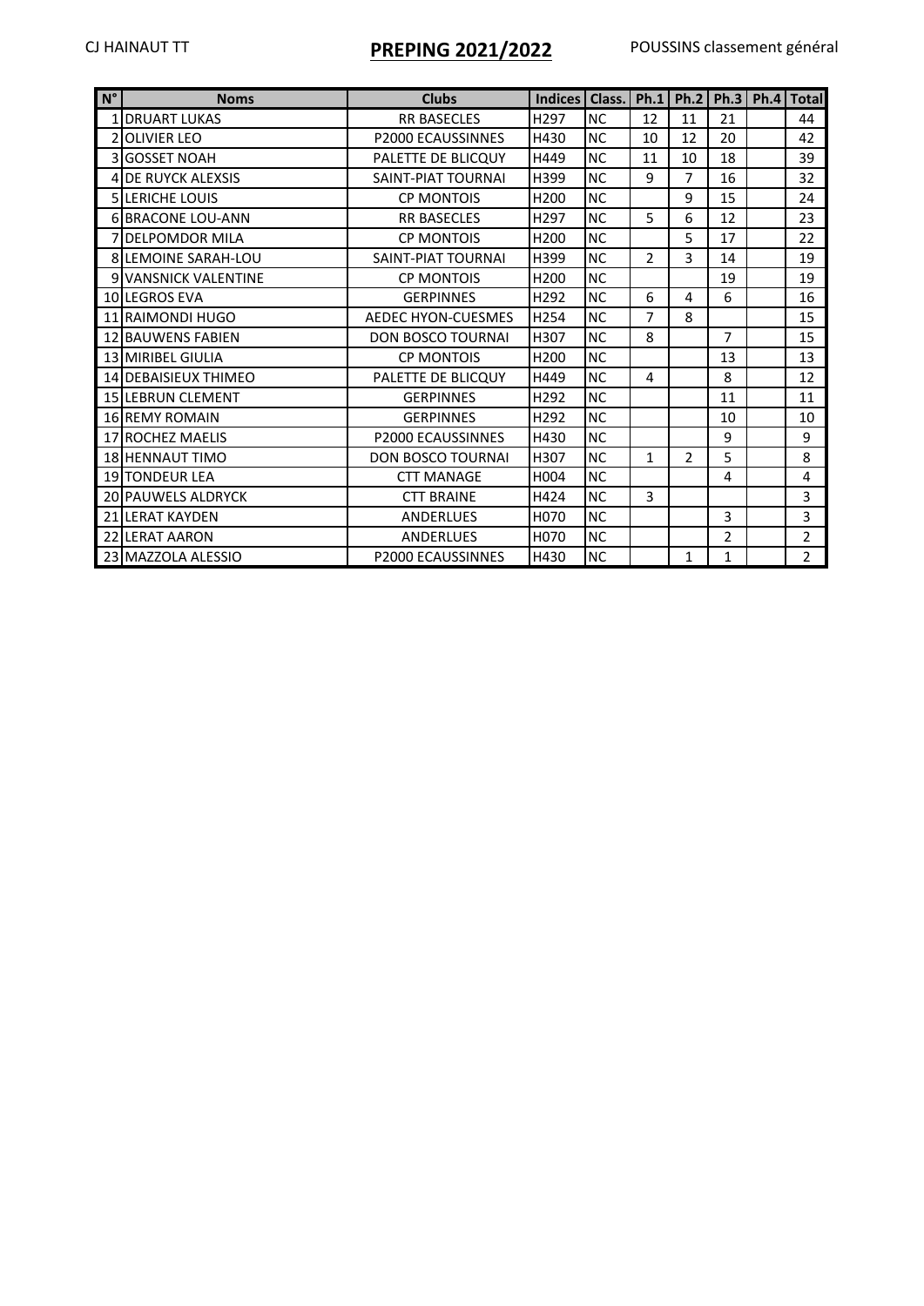CJ HAINAUT TT

# PREPING 2021/2022

POUSSINS classement général

| N° | Noms | Clubs | Indices | Class. | Ph.1 | Ph.2 | Ph.3 | Ph.4 | Total |
|---|---|---|---|---|---|---|---|---|---|
| 1 | DRUART LUKAS | RR BASECLES | H297 | NC | 12 | 11 | 21 | | 44 |
| 2 | OLIVIER LEO | P2000 ECAUSSINNES | H430 | NC | 10 | 12 | 20 | | 42 |
| 3 | GOSSET NOAH | PALETTE DE BLICQUY | H449 | NC | 11 | 10 | 18 | | 39 |
| 4 | DE RUYCK ALEXSIS | SAINT-PIAT TOURNAI | H399 | NC | 9 | 7 | 16 | | 32 |
| 5 | LERICHE LOUIS | CP MONTOIS | H200 | NC | | 9 | 15 | | 24 |
| 6 | BRACONE LOU-ANN | RR BASECLES | H297 | NC | 5 | 6 | 12 | | 23 |
| 7 | DELPOMDOR MILA | CP MONTOIS | H200 | NC | | 5 | 17 | | 22 |
| 8 | LEMOINE SARAH-LOU | SAINT-PIAT TOURNAI | H399 | NC | 2 | 3 | 14 | | 19 |
| 9 | VANSNICK VALENTINE | CP MONTOIS | H200 | NC | | | 19 | | 19 |
| 10 | LEGROS EVA | GERPINNES | H292 | NC | 6 | 4 | 6 | | 16 |
| 11 | RAIMONDI HUGO | AEDEC HYON-CUESMES | H254 | NC | 7 | 8 | | | 15 |
| 12 | BAUWENS FABIEN | DON BOSCO TOURNAI | H307 | NC | 8 | | 7 | | 15 |
| 13 | MIRIBEL GIULIA | CP MONTOIS | H200 | NC | | | 13 | | 13 |
| 14 | DEBAISIEUX THIMEO | PALETTE DE BLICQUY | H449 | NC | 4 | | 8 | | 12 |
| 15 | LEBRUN CLEMENT | GERPINNES | H292 | NC | | | 11 | | 11 |
| 16 | REMY ROMAIN | GERPINNES | H292 | NC | | | 10 | | 10 |
| 17 | ROCHEZ MAELIS | P2000 ECAUSSINNES | H430 | NC | | | 9 | | 9 |
| 18 | HENNAUT TIMO | DON BOSCO TOURNAI | H307 | NC | 1 | 2 | 5 | | 8 |
| 19 | TONDEUR LEA | CTT MANAGE | H004 | NC | | | 4 | | 4 |
| 20 | PAUWELS ALDRYCK | CTT BRAINE | H424 | NC | 3 | | | | 3 |
| 21 | LERAT KAYDEN | ANDERLUES | H070 | NC | | | 3 | | 3 |
| 22 | LERAT AARON | ANDERLUES | H070 | NC | | | 2 | | 2 |
| 23 | MAZZOLA ALESSIO | P2000 ECAUSSINNES | H430 | NC | | 1 | 1 | | 2 |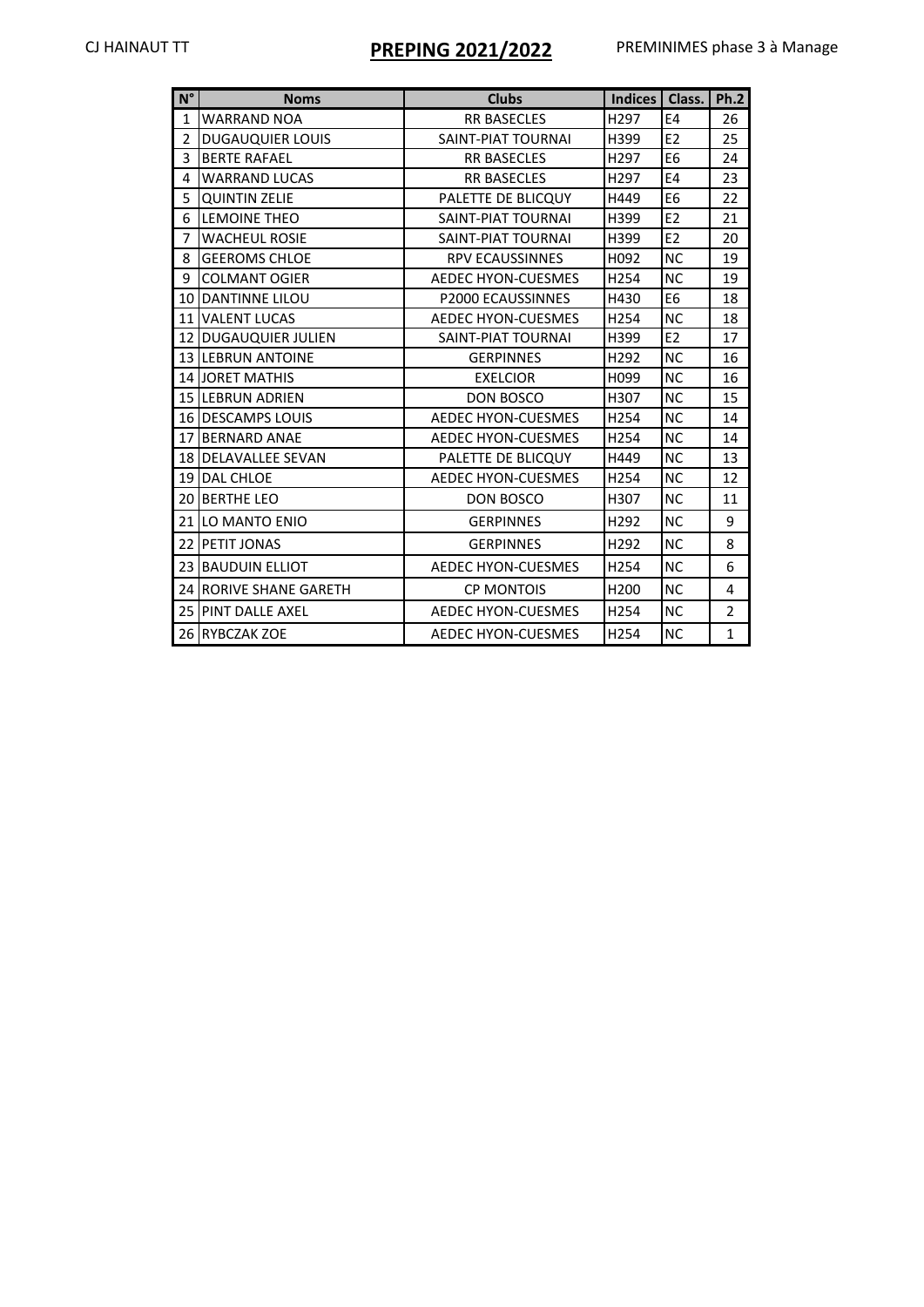CJ HAINAUT TT

# PREPING 2021/2022

PREMINIMES phase 3 à Manage

| N° | Noms | Clubs | Indices | Class. | Ph.2 |
|---|---|---|---|---|---|
| 1 | WARRAND NOA | RR BASECLES | H297 | E4 | 26 |
| 2 | DUGAUQUIER LOUIS | SAINT-PIAT TOURNAI | H399 | E2 | 25 |
| 3 | BERTE RAFAEL | RR BASECLES | H297 | E6 | 24 |
| 4 | WARRAND LUCAS | RR BASECLES | H297 | E4 | 23 |
| 5 | QUINTIN ZELIE | PALETTE DE BLICQUY | H449 | E6 | 22 |
| 6 | LEMOINE THEO | SAINT-PIAT TOURNAI | H399 | E2 | 21 |
| 7 | WACHEUL ROSIE | SAINT-PIAT TOURNAI | H399 | E2 | 20 |
| 8 | GEEROMS CHLOE | RPV ECAUSSINNES | H092 | NC | 19 |
| 9 | COLMANT OGIER | AEDEC HYON-CUESMES | H254 | NC | 19 |
| 10 | DANTINNE LILOU | P2000 ECAUSSINNES | H430 | E6 | 18 |
| 11 | VALENT LUCAS | AEDEC HYON-CUESMES | H254 | NC | 18 |
| 12 | DUGAUQUIER JULIEN | SAINT-PIAT TOURNAI | H399 | E2 | 17 |
| 13 | LEBRUN ANTOINE | GERPINNES | H292 | NC | 16 |
| 14 | JORET MATHIS | EXELCIOR | H099 | NC | 16 |
| 15 | LEBRUN ADRIEN | DON BOSCO | H307 | NC | 15 |
| 16 | DESCAMPS LOUIS | AEDEC HYON-CUESMES | H254 | NC | 14 |
| 17 | BERNARD ANAE | AEDEC HYON-CUESMES | H254 | NC | 14 |
| 18 | DELAVALLEE SEVAN | PALETTE DE BLICQUY | H449 | NC | 13 |
| 19 | DAL CHLOE | AEDEC HYON-CUESMES | H254 | NC | 12 |
| 20 | BERTHE LEO | DON BOSCO | H307 | NC | 11 |
| 21 | LO MANTO ENIO | GERPINNES | H292 | NC | 9 |
| 22 | PETIT JONAS | GERPINNES | H292 | NC | 8 |
| 23 | BAUDUIN ELLIOT | AEDEC HYON-CUESMES | H254 | NC | 6 |
| 24 | RORIVE SHANE GARETH | CP MONTOIS | H200 | NC | 4 |
| 25 | PINT DALLE AXEL | AEDEC HYON-CUESMES | H254 | NC | 2 |
| 26 | RYBCZAK ZOE | AEDEC HYON-CUESMES | H254 | NC | 1 |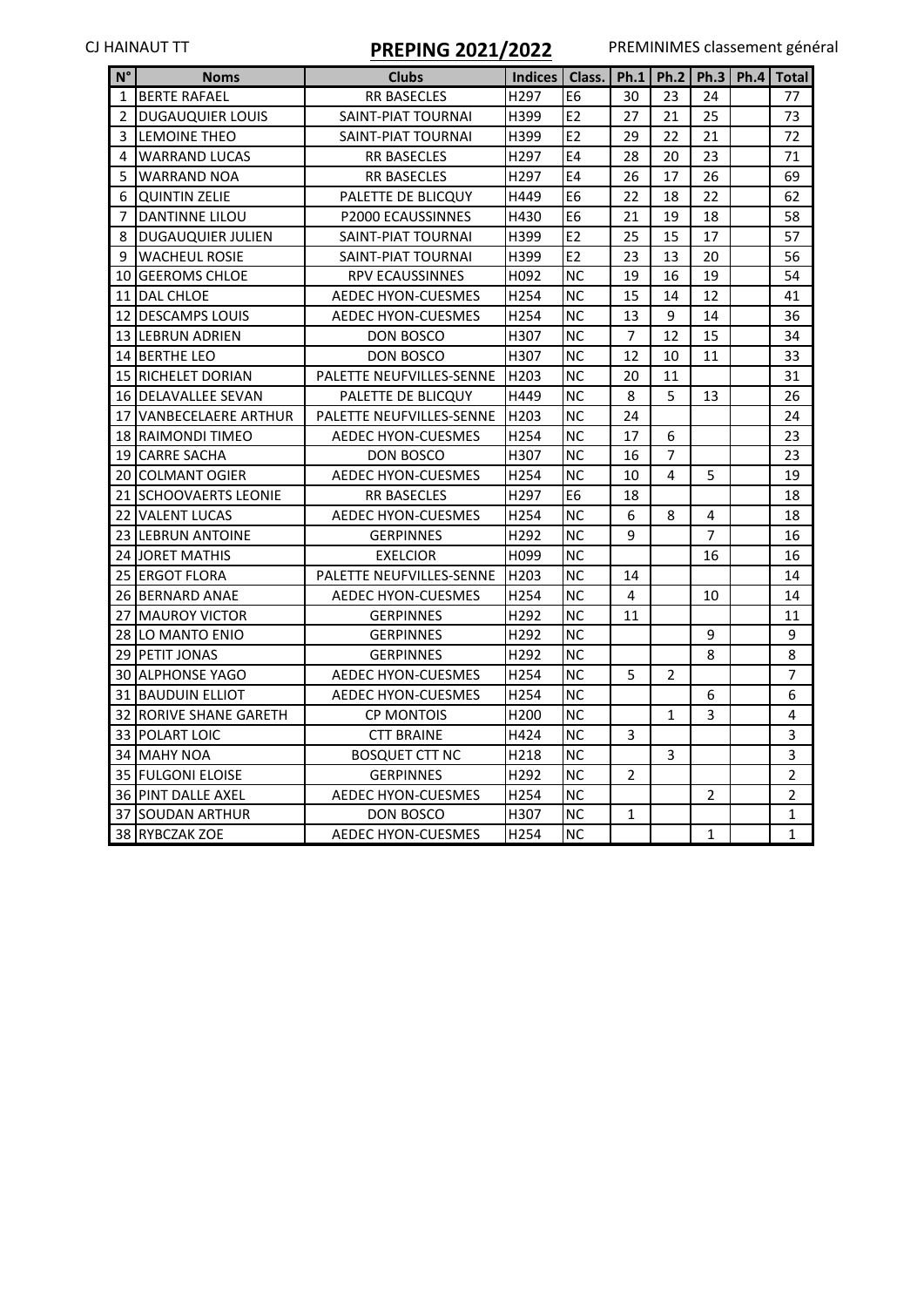CJ HAINAUT TT

# PREPING 2021/2022

PREMINIMES classement général

| N° | Noms | Clubs | Indices | Class. | Ph.1 | Ph.2 | Ph.3 | Ph.4 | Total |
|---|---|---|---|---|---|---|---|---|---|
| 1 | BERTE RAFAEL | RR BASECLES | H297 | E6 | 30 | 23 | 24 | | 77 |
| 2 | DUGAUQUIER LOUIS | SAINT-PIAT TOURNAI | H399 | E2 | 27 | 21 | 25 | | 73 |
| 3 | LEMOINE THEO | SAINT-PIAT TOURNAI | H399 | E2 | 29 | 22 | 21 | | 72 |
| 4 | WARRAND LUCAS | RR BASECLES | H297 | E4 | 28 | 20 | 23 | | 71 |
| 5 | WARRAND NOA | RR BASECLES | H297 | E4 | 26 | 17 | 26 | | 69 |
| 6 | QUINTIN ZELIE | PALETTE DE BLICQUY | H449 | E6 | 22 | 18 | 22 | | 62 |
| 7 | DANTINNE LILOU | P2000 ECAUSSINNES | H430 | E6 | 21 | 19 | 18 | | 58 |
| 8 | DUGAUQUIER JULIEN | SAINT-PIAT TOURNAI | H399 | E2 | 25 | 15 | 17 | | 57 |
| 9 | WACHEUL ROSIE | SAINT-PIAT TOURNAI | H399 | E2 | 23 | 13 | 20 | | 56 |
| 10 | GEEROMS CHLOE | RPV ECAUSSINNES | H092 | NC | 19 | 16 | 19 | | 54 |
| 11 | DAL CHLOE | AEDEC HYON-CUESMES | H254 | NC | 15 | 14 | 12 | | 41 |
| 12 | DESCAMPS LOUIS | AEDEC HYON-CUESMES | H254 | NC | 13 | 9 | 14 | | 36 |
| 13 | LEBRUN ADRIEN | DON BOSCO | H307 | NC | 7 | 12 | 15 | | 34 |
| 14 | BERTHE LEO | DON BOSCO | H307 | NC | 12 | 10 | 11 | | 33 |
| 15 | RICHELET DORIAN | PALETTE NEUFVILLES-SENNE | H203 | NC | 20 | 11 | | | 31 |
| 16 | DELAVALLEE SEVAN | PALETTE DE BLICQUY | H449 | NC | 8 | 5 | 13 | | 26 |
| 17 | VANBECELAERE ARTHUR | PALETTE NEUFVILLES-SENNE | H203 | NC | 24 | | | | 24 |
| 18 | RAIMONDI TIMEO | AEDEC HYON-CUESMES | H254 | NC | 17 | 6 | | | 23 |
| 19 | CARRE SACHA | DON BOSCO | H307 | NC | 16 | 7 | | | 23 |
| 20 | COLMANT OGIER | AEDEC HYON-CUESMES | H254 | NC | 10 | 4 | 5 | | 19 |
| 21 | SCHOOVAERTS LEONIE | RR BASECLES | H297 | E6 | 18 | | | | 18 |
| 22 | VALENT LUCAS | AEDEC HYON-CUESMES | H254 | NC | 6 | 8 | 4 | | 18 |
| 23 | LEBRUN ANTOINE | GERPINNES | H292 | NC | 9 | | 7 | | 16 |
| 24 | JORET MATHIS | EXELCIOR | H099 | NC | | | 16 | | 16 |
| 25 | ERGOT FLORA | PALETTE NEUFVILLES-SENNE | H203 | NC | 14 | | | | 14 |
| 26 | BERNARD ANAE | AEDEC HYON-CUESMES | H254 | NC | 4 | | 10 | | 14 |
| 27 | MAUROY VICTOR | GERPINNES | H292 | NC | 11 | | | | 11 |
| 28 | LO MANTO ENIO | GERPINNES | H292 | NC | | | 9 | | 9 |
| 29 | PETIT JONAS | GERPINNES | H292 | NC | | | 8 | | 8 |
| 30 | ALPHONSE YAGO | AEDEC HYON-CUESMES | H254 | NC | 5 | 2 | | | 7 |
| 31 | BAUDUIN ELLIOT | AEDEC HYON-CUESMES | H254 | NC | | | 6 | | 6 |
| 32 | RORIVE SHANE GARETH | CP MONTOIS | H200 | NC | | 1 | 3 | | 4 |
| 33 | POLART LOIC | CTT BRAINE | H424 | NC | 3 | | | | 3 |
| 34 | MAHY NOA | BOSQUET CTT NC | H218 | NC | | 3 | | | 3 |
| 35 | FULGONI ELOISE | GERPINNES | H292 | NC | 2 | | | | 2 |
| 36 | PINT DALLE AXEL | AEDEC HYON-CUESMES | H254 | NC | | | 2 | | 2 |
| 37 | SOUDAN ARTHUR | DON BOSCO | H307 | NC | 1 | | | | 1 |
| 38 | RYBCZAK ZOE | AEDEC HYON-CUESMES | H254 | NC | | | 1 | | 1 |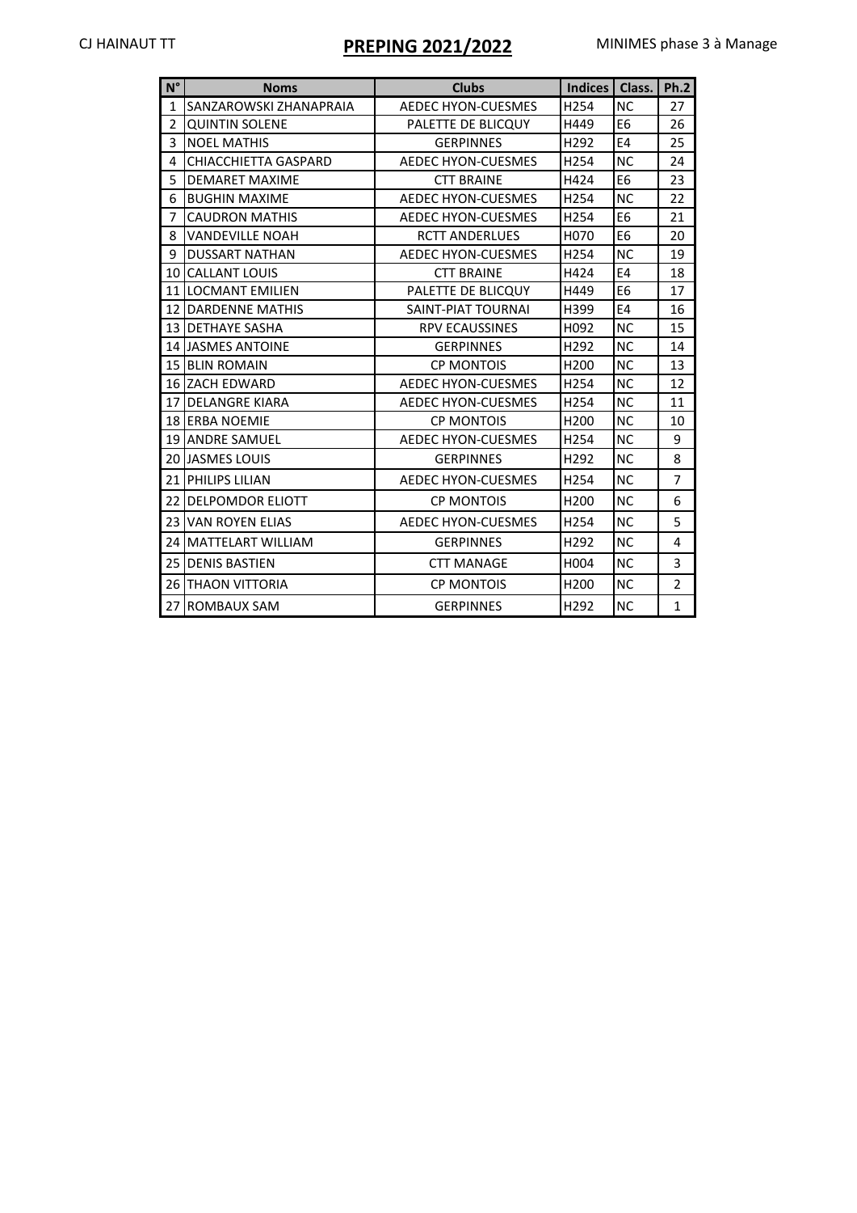CJ HAINAUT TT

# PREPING 2021/2022

MINIMES phase 3 à Manage

| N° | Noms | Clubs | Indices | Class. | Ph.2 |
|---|---|---|---|---|---|
| 1 | SANZAROWSKI ZHANAPRAIA | AEDEC HYON-CUESMES | H254 | NC | 27 |
| 2 | QUINTIN SOLENE | PALETTE DE BLICQUY | H449 | E6 | 26 |
| 3 | NOEL MATHIS | GERPINNES | H292 | E4 | 25 |
| 4 | CHIACCHIETTA GASPARD | AEDEC HYON-CUESMES | H254 | NC | 24 |
| 5 | DEMARET MAXIME | CTT BRAINE | H424 | E6 | 23 |
| 6 | BUGHIN MAXIME | AEDEC HYON-CUESMES | H254 | NC | 22 |
| 7 | CAUDRON MATHIS | AEDEC HYON-CUESMES | H254 | E6 | 21 |
| 8 | VANDEVILLE NOAH | RCTT ANDERLUES | H070 | E6 | 20 |
| 9 | DUSSART NATHAN | AEDEC HYON-CUESMES | H254 | NC | 19 |
| 10 | CALLANT LOUIS | CTT BRAINE | H424 | E4 | 18 |
| 11 | LOCMANT EMILIEN | PALETTE DE BLICQUY | H449 | E6 | 17 |
| 12 | DARDENNE MATHIS | SAINT-PIAT TOURNAI | H399 | E4 | 16 |
| 13 | DETHAYE SASHA | RPV ECAUSSINES | H092 | NC | 15 |
| 14 | JASMES ANTOINE | GERPINNES | H292 | NC | 14 |
| 15 | BLIN ROMAIN | CP MONTOIS | H200 | NC | 13 |
| 16 | ZACH EDWARD | AEDEC HYON-CUESMES | H254 | NC | 12 |
| 17 | DELANGRE KIARA | AEDEC HYON-CUESMES | H254 | NC | 11 |
| 18 | ERBA NOEMIE | CP MONTOIS | H200 | NC | 10 |
| 19 | ANDRE SAMUEL | AEDEC HYON-CUESMES | H254 | NC | 9 |
| 20 | JASMES LOUIS | GERPINNES | H292 | NC | 8 |
| 21 | PHILIPS LILIAN | AEDEC HYON-CUESMES | H254 | NC | 7 |
| 22 | DELPOMDOR ELIOTT | CP MONTOIS | H200 | NC | 6 |
| 23 | VAN ROYEN ELIAS | AEDEC HYON-CUESMES | H254 | NC | 5 |
| 24 | MATTELART WILLIAM | GERPINNES | H292 | NC | 4 |
| 25 | DENIS BASTIEN | CTT MANAGE | H004 | NC | 3 |
| 26 | THAON VITTORIA | CP MONTOIS | H200 | NC | 2 |
| 27 | ROMBAUX SAM | GERPINNES | H292 | NC | 1 |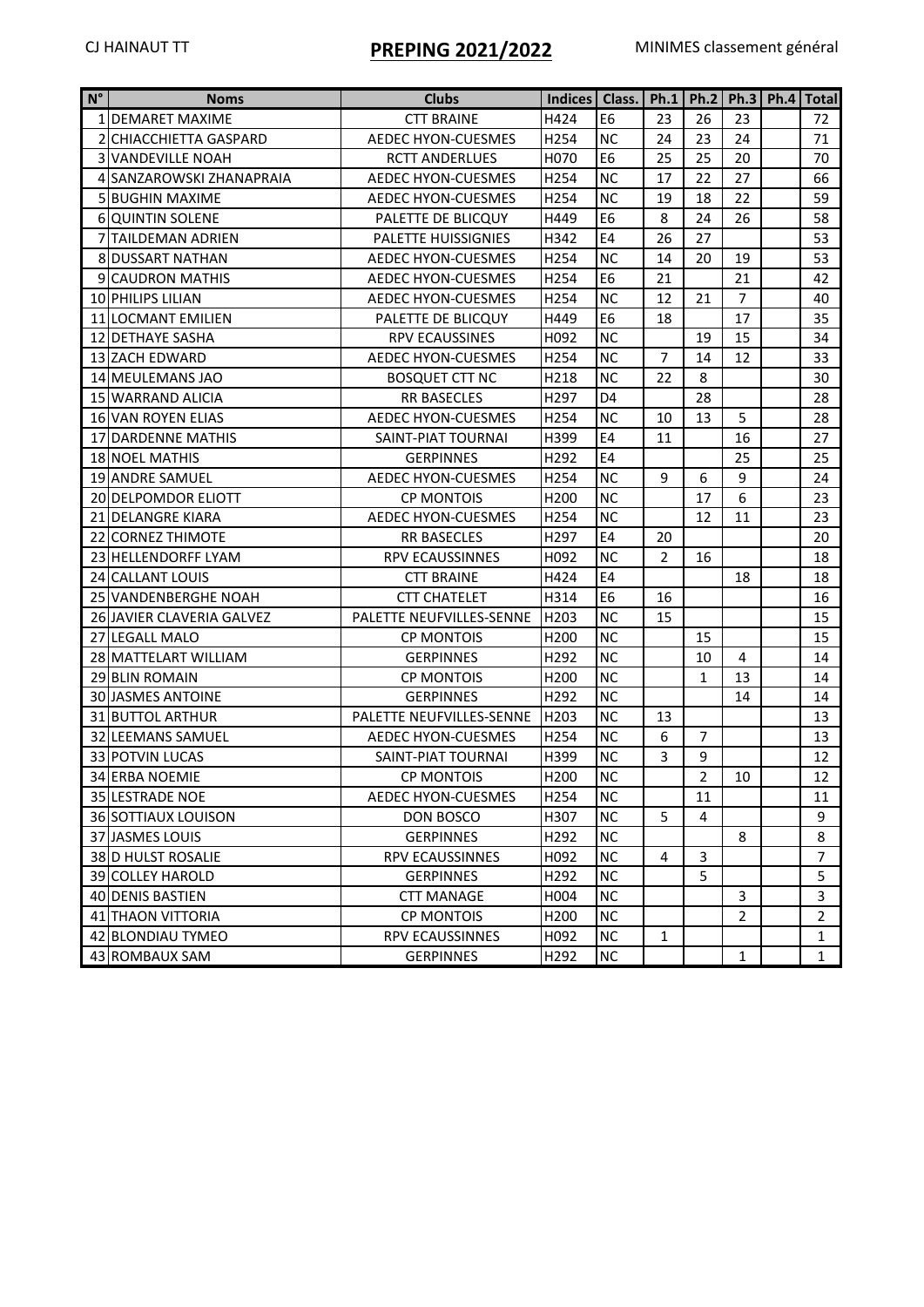CJ HAINAUT TT

# PREPING 2021/2022

MINIMES classement général

| N° | Noms | Clubs | Indices | Class. | Ph.1 | Ph.2 | Ph.3 | Ph.4 | Total |
|---|---|---|---|---|---|---|---|---|---|
| 1 | DEMARET MAXIME | CTT BRAINE | H424 | E6 | 23 | 26 | 23 | | 72 |
| 2 | CHIACCHIETTA GASPARD | AEDEC HYON-CUESMES | H254 | NC | 24 | 23 | 24 | | 71 |
| 3 | VANDEVILLE NOAH | RCTT ANDERLUES | H070 | E6 | 25 | 25 | 20 | | 70 |
| 4 | SANZAROWSKI ZHANAPRAIA | AEDEC HYON-CUESMES | H254 | NC | 17 | 22 | 27 | | 66 |
| 5 | BUGHIN MAXIME | AEDEC HYON-CUESMES | H254 | NC | 19 | 18 | 22 | | 59 |
| 6 | QUINTIN SOLENE | PALETTE DE BLICQUY | H449 | E6 | 8 | 24 | 26 | | 58 |
| 7 | TAILDEMAN ADRIEN | PALETTE HUISSIGNIES | H342 | E4 | 26 | 27 | | | 53 |
| 8 | DUSSART NATHAN | AEDEC HYON-CUESMES | H254 | NC | 14 | 20 | 19 | | 53 |
| 9 | CAUDRON MATHIS | AEDEC HYON-CUESMES | H254 | E6 | 21 | | 21 | | 42 |
| 10 | PHILIPS LILIAN | AEDEC HYON-CUESMES | H254 | NC | 12 | 21 | 7 | | 40 |
| 11 | LOCMANT EMILIEN | PALETTE DE BLICQUY | H449 | E6 | 18 | | 17 | | 35 |
| 12 | DETHAYE SASHA | RPV ECAUSSINES | H092 | NC | | 19 | 15 | | 34 |
| 13 | ZACH EDWARD | AEDEC HYON-CUESMES | H254 | NC | 7 | 14 | 12 | | 33 |
| 14 | MEULEMANS JAO | BOSQUET CTT NC | H218 | NC | 22 | 8 | | | 30 |
| 15 | WARRAND ALICIA | RR BASECLES | H297 | D4 | | 28 | | | 28 |
| 16 | VAN ROYEN ELIAS | AEDEC HYON-CUESMES | H254 | NC | 10 | 13 | 5 | | 28 |
| 17 | DARDENNE MATHIS | SAINT-PIAT TOURNAI | H399 | E4 | 11 | | 16 | | 27 |
| 18 | NOEL MATHIS | GERPINNES | H292 | E4 | | | 25 | | 25 |
| 19 | ANDRE SAMUEL | AEDEC HYON-CUESMES | H254 | NC | 9 | 6 | 9 | | 24 |
| 20 | DELPOMDOR ELIOTT | CP MONTOIS | H200 | NC | | 17 | 6 | | 23 |
| 21 | DELANGRE KIARA | AEDEC HYON-CUESMES | H254 | NC | | 12 | 11 | | 23 |
| 22 | CORNEZ THIMOTE | RR BASECLES | H297 | E4 | 20 | | | | 20 |
| 23 | HELLENDORFF LYAM | RPV ECAUSSINNES | H092 | NC | 2 | 16 | | | 18 |
| 24 | CALLANT LOUIS | CTT BRAINE | H424 | E4 | | | 18 | | 18 |
| 25 | VANDENBERGHE NOAH | CTT CHATELET | H314 | E6 | 16 | | | | 16 |
| 26 | JAVIER CLAVERIA GALVEZ | PALETTE NEUFVILLES-SENNE | H203 | NC | 15 | | | | 15 |
| 27 | LEGALL MALO | CP MONTOIS | H200 | NC | | 15 | | | 15 |
| 28 | MATTELART WILLIAM | GERPINNES | H292 | NC | | 10 | 4 | | 14 |
| 29 | BLIN ROMAIN | CP MONTOIS | H200 | NC | | 1 | 13 | | 14 |
| 30 | JASMES ANTOINE | GERPINNES | H292 | NC | | | 14 | | 14 |
| 31 | BUTTOL ARTHUR | PALETTE NEUFVILLES-SENNE | H203 | NC | 13 | | | | 13 |
| 32 | LEEMANS SAMUEL | AEDEC HYON-CUESMES | H254 | NC | 6 | 7 | | | 13 |
| 33 | POTVIN LUCAS | SAINT-PIAT TOURNAI | H399 | NC | 3 | 9 | | | 12 |
| 34 | ERBA NOEMIE | CP MONTOIS | H200 | NC | | 2 | 10 | | 12 |
| 35 | LESTRADE NOE | AEDEC HYON-CUESMES | H254 | NC | | 11 | | | 11 |
| 36 | SOTTIAUX LOUISON | DON BOSCO | H307 | NC | 5 | 4 | | | 9 |
| 37 | JASMES LOUIS | GERPINNES | H292 | NC | | | 8 | | 8 |
| 38 | D HULST ROSALIE | RPV ECAUSSINNES | H092 | NC | 4 | 3 | | | 7 |
| 39 | COLLEY HAROLD | GERPINNES | H292 | NC | | 5 | | | 5 |
| 40 | DENIS BASTIEN | CTT MANAGE | H004 | NC | | | 3 | | 3 |
| 41 | THAON VITTORIA | CP MONTOIS | H200 | NC | | | 2 | | 2 |
| 42 | BLONDIAU TYMEO | RPV ECAUSSINNES | H092 | NC | 1 | | | | 1 |
| 43 | ROMBAUX SAM | GERPINNES | H292 | NC | | | 1 | | 1 |